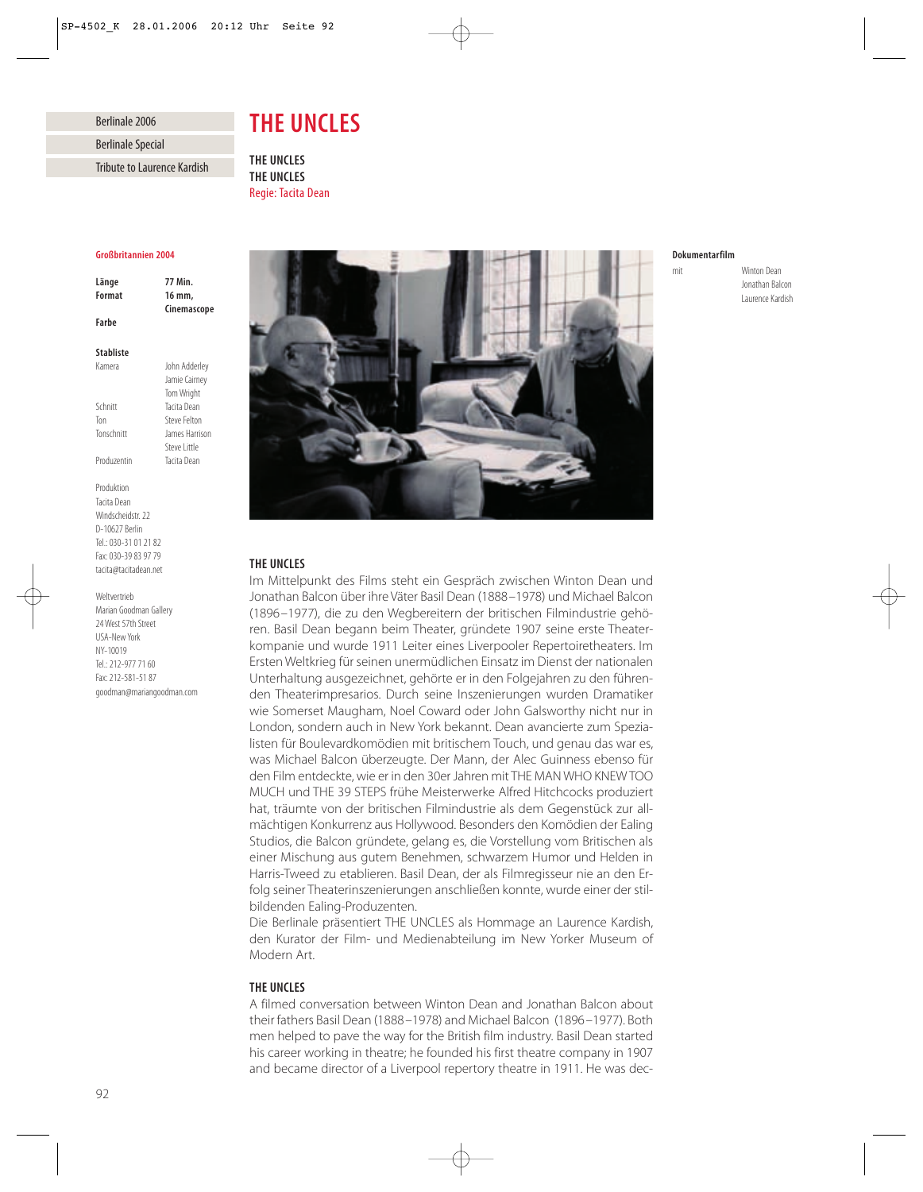Berlinale 2006

Berlinale Special

Tribute to Laurence Kardish

# THE UNCLES

**THE UNCLES**
**THE UNCLES**
Regie: Tacita Dean

**Großbritannien 2004**

| | |
|---|---|
| **Länge** | **77 Min.** |
| **Format** | **16 mm, Cinemascope** |
| **Farbe** | |

**Stabliste**

| | |
|---|---|
| Kamera | John Adderley |
| | Jamie Cairney |
| | Tom Wright |
| Schnitt | Tacita Dean |
| Ton | Steve Felton |
| Tonschnitt | James Harrison |
| | Steve Little |
| Produzentin | Tacita Dean |

Produktion
Tacita Dean
Windscheidstr. 22
D-10627 Berlin
Tel.: 030-31 01 21 82
Fax: 030-39 83 97 79
tacita@tacitadean.net

Weltvertrieb
Marian Goodman Gallery
24 West 57th Street
USA-New York
NY-10019
Tel.: 212-977 71 60
Fax: 212-581-51 87
goodman@mariangoodman.com

**Dokumentarfilm**

| | |
|---|---|
| mit | Winton Dean |
| | Jonathan Balcon |
| | Laurence Kardish |

### THE UNCLES

Im Mittelpunkt des Films steht ein Gespräch zwischen Winton Dean und Jonathan Balcon über ihre Väter Basil Dean (1888–1978) und Michael Balcon (1896–1977), die zu den Wegbereitern der britischen Filmindustrie gehören. Basil Dean begann beim Theater, gründete 1907 seine erste Theaterkompanie und wurde 1911 Leiter eines Liverpooler Repertoiretheaters. Im Ersten Weltkrieg für seinen unermüdlichen Einsatz im Dienst der nationalen Unterhaltung ausgezeichnet, gehörte er in den Folgejahren zu den führenden Theaterimpresarios. Durch seine Inszenierungen wurden Dramatiker wie Somerset Maugham, Noel Coward oder John Galsworthy nicht nur in London, sondern auch in New York bekannt. Dean avancierte zum Spezialisten für Boulevardkomödien mit britischem Touch, und genau das war es, was Michael Balcon überzeugte. Der Mann, der Alec Guinness ebenso für den Film entdeckte, wie er in den 30er Jahren mit THE MAN WHO KNEW TOO MUCH und THE 39 STEPS frühe Meisterwerke Alfred Hitchcocks produziert hat, träumte von der britischen Filmindustrie als dem Gegenstück zur allmächtigen Konkurrenz aus Hollywood. Besonders den Komödien der Ealing Studios, die Balcon gründete, gelang es, die Vorstellung vom Britischen als einer Mischung aus gutem Benehmen, schwarzem Humor und Helden in Harris-Tweed zu etablieren. Basil Dean, der als Filmregisseur nie an den Erfolg seiner Theaterinszenierungen anschließen konnte, wurde einer der stilbildenden Ealing-Produzenten.

Die Berlinale präsentiert THE UNCLES als Hommage an Laurence Kardish, den Kurator der Film- und Medienabteilung im New Yorker Museum of Modern Art.

### THE UNCLES

A filmed conversation between Winton Dean and Jonathan Balcon about their fathers Basil Dean (1888–1978) and Michael Balcon (1896–1977). Both men helped to pave the way for the British film industry. Basil Dean started his career working in theatre; he founded his first theatre company in 1907 and became director of a Liverpool repertory theatre in 1911. He was dec-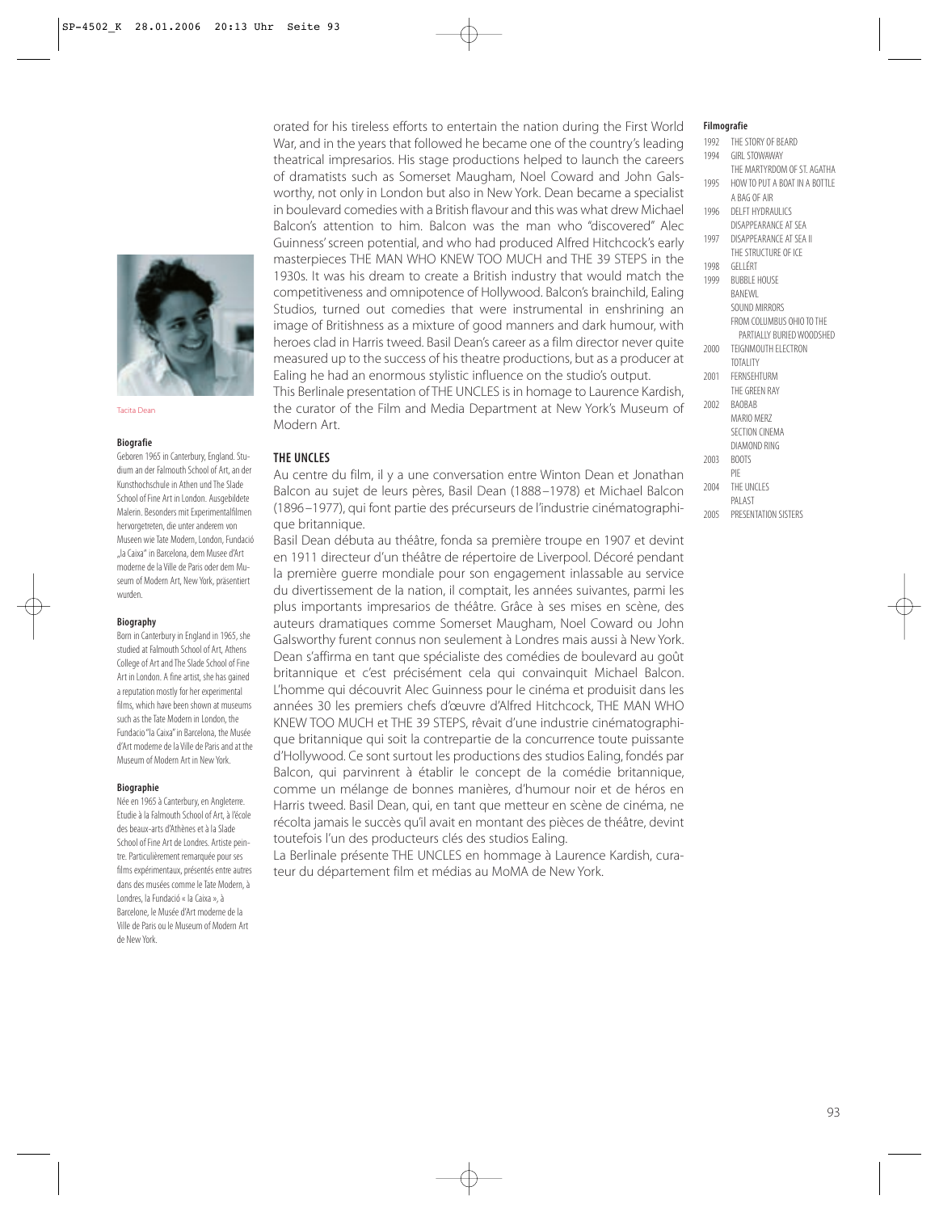orated for his tireless efforts to entertain the nation during the First World War, and in the years that followed he became one of the country's leading theatrical impresarios. His stage productions helped to launch the careers of dramatists such as Somerset Maugham, Noel Coward and John Galsworthy, not only in London but also in New York. Dean became a specialist in boulevard comedies with a British flavour and this was what drew Michael Balcon's attention to him. Balcon was the man who "discovered" Alec Guinness' screen potential, and who had produced Alfred Hitchcock's early masterpieces THE MAN WHO KNEW TOO MUCH and THE 39 STEPS in the 1930s. It was his dream to create a British industry that would match the competitiveness and omnipotence of Hollywood. Balcon's brainchild, Ealing Studios, turned out comedies that were instrumental in enshrining an image of Britishness as a mixture of good manners and dark humour, with heroes clad in Harris tweed. Basil Dean's career as a film director never quite measured up to the success of his theatre productions, but as a producer at Ealing he had an enormous stylistic influence on the studio's output.

This Berlinale presentation of THE UNCLES is in homage to Laurence Kardish, the curator of the Film and Media Department at New York's Museum of Modern Art.

### THE UNCLES

Au centre du film, il y a une conversation entre Winton Dean et Jonathan Balcon au sujet de leurs pères, Basil Dean (1888–1978) et Michael Balcon (1896–1977), qui font partie des précurseurs de l'industrie cinématographique britannique.

Basil Dean débuta au théâtre, fonda sa première troupe en 1907 et devint en 1911 directeur d'un théâtre de répertoire de Liverpool. Décoré pendant la première guerre mondiale pour son engagement inlassable au service du divertissement de la nation, il comptait, les années suivantes, parmi les plus importants impresarios de théâtre. Grâce à ses mises en scène, des auteurs dramatiques comme Somerset Maugham, Noel Coward ou John Galsworthy furent connus non seulement à Londres mais aussi à New York. Dean s'affirma en tant que spécialiste des comédies de boulevard au goût britannique et c'est précisément cela qui convainquit Michael Balcon. L'homme qui découvrit Alec Guinness pour le cinéma et produisit dans les années 30 les premiers chefs d'œuvre d'Alfred Hitchcock, THE MAN WHO KNEW TOO MUCH et THE 39 STEPS, rêvait d'une industrie cinématographique britannique qui soit la contrepartie de la concurrence toute puissante d'Hollywood. Ce sont surtout les productions des studios Ealing, fondés par Balcon, qui parvinrent à établir le concept de la comédie britannique, comme un mélange de bonnes manières, d'humour noir et de héros en Harris tweed. Basil Dean, qui, en tant que metteur en scène de cinéma, ne récolta jamais le succès qu'il avait en montant des pièces de théâtre, devint toutefois l'un des producteurs clés des studios Ealing.

La Berlinale présente THE UNCLES en hommage à Laurence Kardish, curateur du département film et médias au MoMA de New York.

Tacita Dean

#### Biografie

Geboren 1965 in Canterbury, England. Studium an der Falmouth School of Art, an der Kunsthochschule in Athen und The Slade School of Fine Art in London. Ausgebildete Malerin. Besonders mit Experimentalfilmen hervorgetreten, die unter anderem von Museen wie Tate Modern, London, Fundació „la Caixa" in Barcelona, dem Musee d'Art moderne de la Ville de Paris oder dem Museum of Modern Art, New York, präsentiert wurden.

#### Biography

Born in Canterbury in England in 1965, she studied at Falmouth School of Art, Athens College of Art and The Slade School of Fine Art in London. A fine artist, she has gained a reputation mostly for her experimental films, which have been shown at museums such as the Tate Modern in London, the Fundacio "la Caixa" in Barcelona, the Musée d'Art moderne de la Ville de Paris and at the Museum of Modern Art in New York.

#### Biographie

Née en 1965 à Canterbury, en Angleterre. Etudie à la Falmouth School of Art, à l'école des beaux-arts d'Athènes et à la Slade School of Fine Art de Londres. Artiste peintre. Particulièrement remarquée pour ses films expérimentaux, présentés entre autres dans des musées comme le Tate Modern, à Londres, la Fundació « la Caixa », à Barcelone, le Musée d'Art moderne de la Ville de Paris ou le Museum of Modern Art de New York.

#### Filmografie

1992 THE STORY OF BEARD
1994 GIRL STOWAWAY
THE MARTYRDOM OF ST. AGATHA
1995 HOW TO PUT A BOAT IN A BOTTLE
A BAG OF AIR
1996 DELFT HYDRAULICS
DISAPPEARANCE AT SEA
1997 DISAPPEARANCE AT SEA II
THE STRUCTURE OF ICE
1998 GELLÉRT
1999 BUBBLE HOUSE
BANEWL
SOUND MIRRORS
FROM COLUMBUS OHIO TO THE PARTIALLY BURIED WOODSHED
2000 TEIGNMOUTH ELECTRON
TOTALITY
2001 FERNSEHTURM
THE GREEN RAY
2002 BAOBAB
MARIO MERZ
SECTION CINEMA
DIAMOND RING
2003 BOOTS
PIE
2004 THE UNCLES
PALAST
2005 PRESENTATION SISTERS